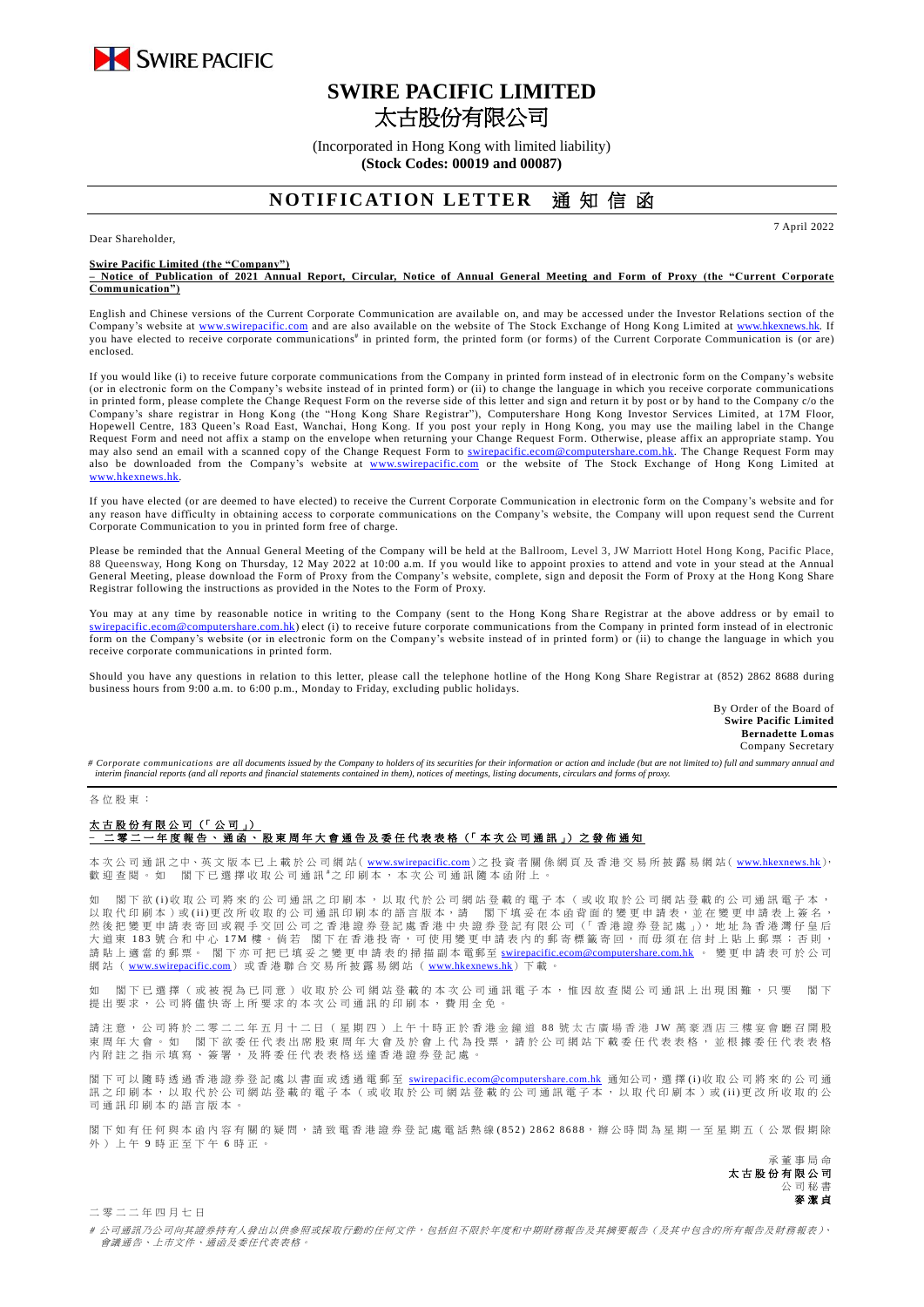SWIRE PACIFIC

# SWIRE PACIFIC LIMITED
# 太古股份有限公司

(Incorporated in Hong Kong with limited liability)
**(Stock Codes: 00019 and 00087)**

## NOTIFICATION LETTER 通知信函

7 April 2022

Dear Shareholder,

**Swire Pacific Limited (the "Company")**
**– Notice of Publication of 2021 Annual Report, Circular, Notice of Annual General Meeting and Form of Proxy (the "Current Corporate Communication")**

English and Chinese versions of the Current Corporate Communication are available on, and may be accessed under the Investor Relations section of the Company's website at www.swirepacific.com and are also available on the website of The Stock Exchange of Hong Kong Limited at www.hkexnews.hk. If you have elected to receive corporate communications# in printed form, the printed form (or forms) of the Current Corporate Communication is (or are) enclosed.

If you would like (i) to receive future corporate communications from the Company in printed form instead of in electronic form on the Company's website (or in electronic form on the Company's website instead of in printed form) or (ii) to change the language in which you receive corporate communications in printed form, please complete the Change Request Form on the reverse side of this letter and sign and return it by post or by hand to the Company c/o the Company's share registrar in Hong Kong (the "Hong Kong Share Registrar"), Computershare Hong Kong Investor Services Limited, at 17M Floor, Hopewell Centre, 183 Queen's Road East, Wanchai, Hong Kong. If you post your reply in Hong Kong, you may use the mailing label in the Change Request Form and need not affix a stamp on the envelope when returning your Change Request Form. Otherwise, please affix an appropriate stamp. You may also send an email with a scanned copy of the Change Request Form to swirepacific.ecom@computershare.com.hk. The Change Request Form may also be downloaded from the Company's website at www.swirepacific.com or the website of The Stock Exchange of Hong Kong Limited at www.hkexnews.hk.

If you have elected (or are deemed to have elected) to receive the Current Corporate Communication in electronic form on the Company's website and for any reason have difficulty in obtaining access to corporate communications on the Company's website, the Company will upon request send the Current Corporate Communication to you in printed form free of charge.

Please be reminded that the Annual General Meeting of the Company will be held at the Ballroom, Level 3, JW Marriott Hotel Hong Kong, Pacific Place, 88 Queensway, Hong Kong on Thursday, 12 May 2022 at 10:00 a.m. If you would like to appoint proxies to attend and vote in your stead at the Annual General Meeting, please download the Form of Proxy from the Company's website, complete, sign and deposit the Form of Proxy at the Hong Kong Share Registrar following the instructions as provided in the Notes to the Form of Proxy.

You may at any time by reasonable notice in writing to the Company (sent to the Hong Kong Share Registrar at the above address or by email to swirepacific.ecom@computershare.com.hk) elect (i) to receive future corporate communications from the Company in printed form instead of in electronic form on the Company's website (or in electronic form on the Company's website instead of in printed form) or (ii) to change the language in which you receive corporate communications in printed form.

Should you have any questions in relation to this letter, please call the telephone hotline of the Hong Kong Share Registrar at (852) 2862 8688 during business hours from 9:00 a.m. to 6:00 p.m., Monday to Friday, excluding public holidays.

By Order of the Board of
**Swire Pacific Limited**
**Bernadette Lomas**
Company Secretary

*# Corporate communications are all documents issued by the Company to holders of its securities for their information or action and include (but are not limited to) full and summary annual and interim financial reports (and all reports and financial statements contained in them), notices of meetings, listing documents, circulars and forms of proxy.*

---

各位股東：

**太古股份有限公司（「公司」）**
**– 二零二一年度報告、通函、股東周年大會通告及委任代表表格（「本次公司通訊」）之發佈通知**

本次公司通訊之中、英文版本已上載於公司網站（www.swirepacific.com）之投資者關係網頁及香港交易所披露易網站（www.hkexnews.hk），歡迎查閱。如 閣下已選擇收取公司通訊#之印刷本，本次公司通訊隨本函附上。

如 閣下欲(i)收取公司將來的公司通訊之印刷本，以取代於公司網站登載的電子本（或收取於公司網站登載的公司通訊電子本，以取代印刷本）或(ii)更改所收取的公司通訊印刷本的語言版本，請 閣下填妥在本函背面的變更申請表，並在變更申請表上簽名，然後把變更申請表寄回或親手交回公司之香港證券登記處香港中央證券登記有限公司（「香港證券登記處」），地址為香港灣仔皇后大道東183號合和中心17M樓。倘若 閣下在香港投寄，可使用變更申請表內的郵寄標籤寄回，而毋須在信封上貼上郵票；否則，請貼上適當的郵票。 閣下亦可把已填妥之變更申請表的掃描副本電郵至 swirepacific.ecom@computershare.com.hk 。變更申請表可於公司網站（www.swirepacific.com）或香港聯合交易所披露易網站（www.hkexnews.hk）下載。

如 閣下已選擇（或被視為已同意）收取於公司網站登載的本次公司通訊電子本，惟因故查閱公司通訊上出現困難，只要 閣下提出要求，公司將儘快寄上所要求的本次公司通訊的印刷本，費用全免。

請注意，公司將於二零二二年五月十二日（星期四）上午十時正於香港金鐘道88號太古廣場香港JW萬豪酒店三樓宴會廳召開股東周年大會。如 閣下欲委任代表出席股東周年大會及於會上代為投票，請於公司網站下載委任代表表格，並根據委任代表表格內附註之指示填寫、簽署，及將委任代表表格送達香港證券登記處。

閣下可以隨時透過香港證券登記處以書面或透過電郵至 swirepacific.ecom@computershare.com.hk 通知公司，選擇(i)收取公司將來的公司通訊之印刷本，以取代於公司網站登載的電子本（或收取於公司網站登載的公司通訊電子本，以取代印刷本）或(ii)更改所收取的公司通訊印刷本的語言版本。

閣下如有任何與本函內容有關的疑問，請致電香港證券登記處電話熱線(852) 2862 8688，辦公時間為星期一至星期五（公眾假期除外）上午9時正至下午6時正。

承董事局命
**太古股份有限公司**
公司秘書
**麥潔貞**

二零二二年四月七日

*# 公司通訊乃公司向其證券持有人發出以供參照或採取行動的任何文件，包括但不限於年度和中期財務報告及其摘要報告（及其中包含的所有報告及財務報表）、會議通告、上市文件、通函及委任代表表格。*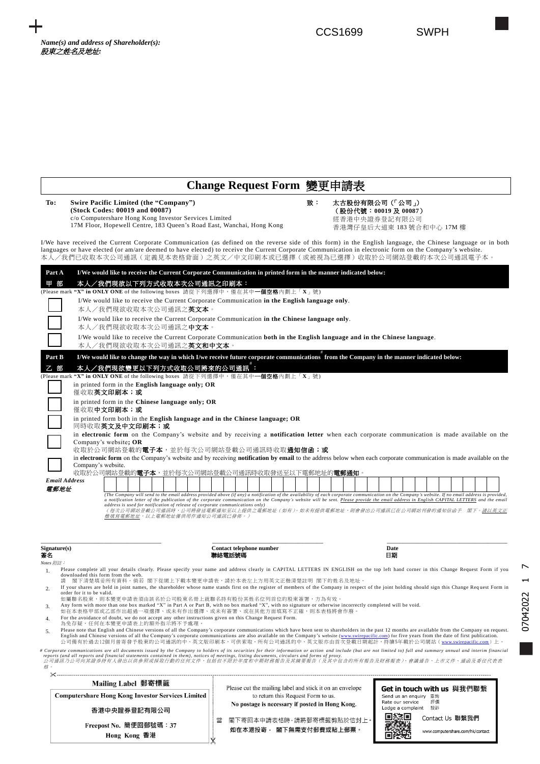CCS1699 SWPH

*Name(s) and address of Shareholder(s):*
*股東之姓名及地址:*

# Change Request Form 變更申請表

**To:** **Swire Pacific Limited (the "Company")**
**(Stock Codes: 00019 and 00087)**
c/o Computershare Hong Kong Investor Services Limited
17M Floor, Hopewell Centre, 183 Queen's Road East, Wanchai, Hong Kong

**致：** **太古股份有限公司（「公司」）**
**（股份代號：00019 及 00087）**
經香港中央證券登記有限公司
香港灣仔皇后大道東 183 號合和中心 17M 樓

I/We have received the Current Corporate Communication (as defined on the reverse side of this form) in the English language, the Chinese language or in both languages or have elected (or am/are deemed to have elected) to receive the Current Corporate Communication in electronic form on the Company's website.
本人／我們已收取本次公司通訊（定義見本表格背面）之英文／中文印刷本或已選擇（或被視為已選擇）收取於公司網站登載的本次公司通訊電子本。

**Part A** **I/We would like to receive the Current Corporate Communication in printed form in the manner indicated below:**
**甲 部** **本人／我們現欲以下列方式收取本次公司通訊之印刷本：**

(Please mark **"X" in ONLY ONE** of the following boxes 請從下列選擇中，僅在其中**一個空格**內劃上「**X**」號)

☐ I/We would like to receive the Current Corporate Communication **in the English language only**.
本人／我們現欲收取本次公司通訊之**英文本**。

☐ I/We would like to receive the Current Corporate Communication **in the Chinese language only**.
本人／我們現欲收取本次公司通訊之**中文本**。

☐ I/We would like to receive the Current Corporate Communication **both in the English language and in the Chinese language**.
本人／我們現欲收取本次公司通訊之**英文本和中文本**。

**Part B** **I/We would like to change the way in which I/we receive future corporate communications# from the Company in the manner indicated below:**
**乙 部** **本人／我們現欲變更以下列方式收取公司將來的公司通訊#：**

(Please mark **"X" in ONLY ONE** of the following boxes 請從下列選擇中，僅在其中**一個空格**內劃上「**X**」號)

☐ in printed form in the **English language only; OR**
僅收取**英文印刷本；或**

☐ in printed form in the **Chinese language only; OR**
僅收取**中文印刷本；或**

☐ in printed form both in the **English language and in the Chinese language; OR**
同時收取**英文及中文印刷本；或**

☐ in **electronic form** on the Company's website and by receiving a **notification letter** when each corporate communication is made available on the Company's website**; OR**
收取於公司網站登載的**電子本**，並於每次公司網站登載公司通訊時收取**通知信函；或**

☐ in **electronic form** on the Company's website and by receiving **notification by email** to the address below when each corporate communication is made available on the Company's website.
收取於公司網站登載的**電子本**，並於每次公司網站登載公司通訊時收取發送至以下電郵地址的**電郵通知**。

***Email Address***
***電郵地址***

*(The Company will send to the email address provided above (if any) a notification of the availability of each corporate communication on the Company's website. If no email address is provided, a notification letter of the publication of the corporate communication on the Company's website will be sent. Please provide the email address in English CAPITAL LETTERS and the email address is used for notification of release of corporate communications only)*
*（每次公司網站登載公司通訊時，公司將發送電郵通知至以上提供之電郵地址（如有）。如未有提供電郵地址，則會發出公司通訊已在公司網站刊發的通知信函予 閣下。請以英文正楷填寫電郵地址，以上電郵地址僅供用作通知公司通訊已發佈。）*

**Signature(s)**
**簽名**

**Contact telephone number**
**聯絡電話號碼**

**Date**
**日期**

*Notes 附註：*

1. Please complete all your details clearly. Please specify your name and address clearly in CAPITAL LETTERS IN ENGLISH on the top left hand corner in this Change Request Form if you downloaded this form from the web.
請 閣下清楚填妥所有資料。倘若 閣下從網上下載本變更申請表，請於本表左上方用英文正楷清楚註明 閣下的姓名及地址。
2. If your shares are held in joint names, the shareholder whose name stands first on the register of members of the Company in respect of the joint holding should sign this Change Request Form in order for it to be valid.
如屬聯名股東，則本變更申請表須由該名於公司股東名冊上就聯名持有股份其姓名位列首位的股東簽署，方為有效。
3. Any form with more than one box marked "X" in Part A or Part B, with no box marked "X", with no signature or otherwise incorrectly completed will be void.
如在本表格甲部或乙部作出超過一項選擇、或未有作出選擇、或未有簽署、或在其他方面填寫不正確，則本表格將會作廢。
4. For the avoidance of doubt, we do not accept any other instructions given on this Change Request Form.
為免存疑，任何在本變更申請表上的額外指示將不予處理。
5. Please note that English and Chinese versions of all the Company's corporate communications which have been sent to shareholders in the past 12 months are available from the Company on request. English and Chinese versions of all the Company's corporate communications are also available on the Company's website (www.swirepacific.com) for five years from the date of first publication.
公司備有於過去12個月曾寄發予股東的公司通訊的中、英文版印刷本，可供索取。所有公司通訊的中、英文版亦由首次登載日期起計，持續5年載於公司網站（www.swirepacific.com）上。

*# Corporate communications are all documents issued by the Company to holders of its securities for their information or action and include (but are not limited to) full and summary annual and interim financial reports (and all reports and financial statements contained in them), notices of meetings, listing documents, circulars and forms of proxy.*
*公司通訊乃公司向其證券持有人發出以供參照或採取行動的任何文件，包括但不限於年度和中期財務報告及其摘要報告（及其中包含的所有報告及財務報表）、會議通告、上市文件、通函及委任代表表格。*

**Mailing Label 郵寄標籤**

**Computershare Hong Kong Investor Services Limited**
**香港中央證券登記有限公司**
**Freepost No. 簡便回郵號碼：37**
**Hong Kong 香港**

Please cut the mailing label and stick it on an envelope to return this Request Form to us.
**No postage is necessary if posted in Hong Kong.**

當 閣下寄回本申請表格時，請將郵寄標籤剪貼於信封上。
**如在本港投寄， 閣下無需支付郵費或貼上郵票。**

**Get in touch with us 與我們聯繫**
Send us an enquiry 查詢
Rate our service 評價
Lodge a complaint 投訴
Contact Us 聯繫我們
www.computershare.com/hk/contact

07042022 1 7